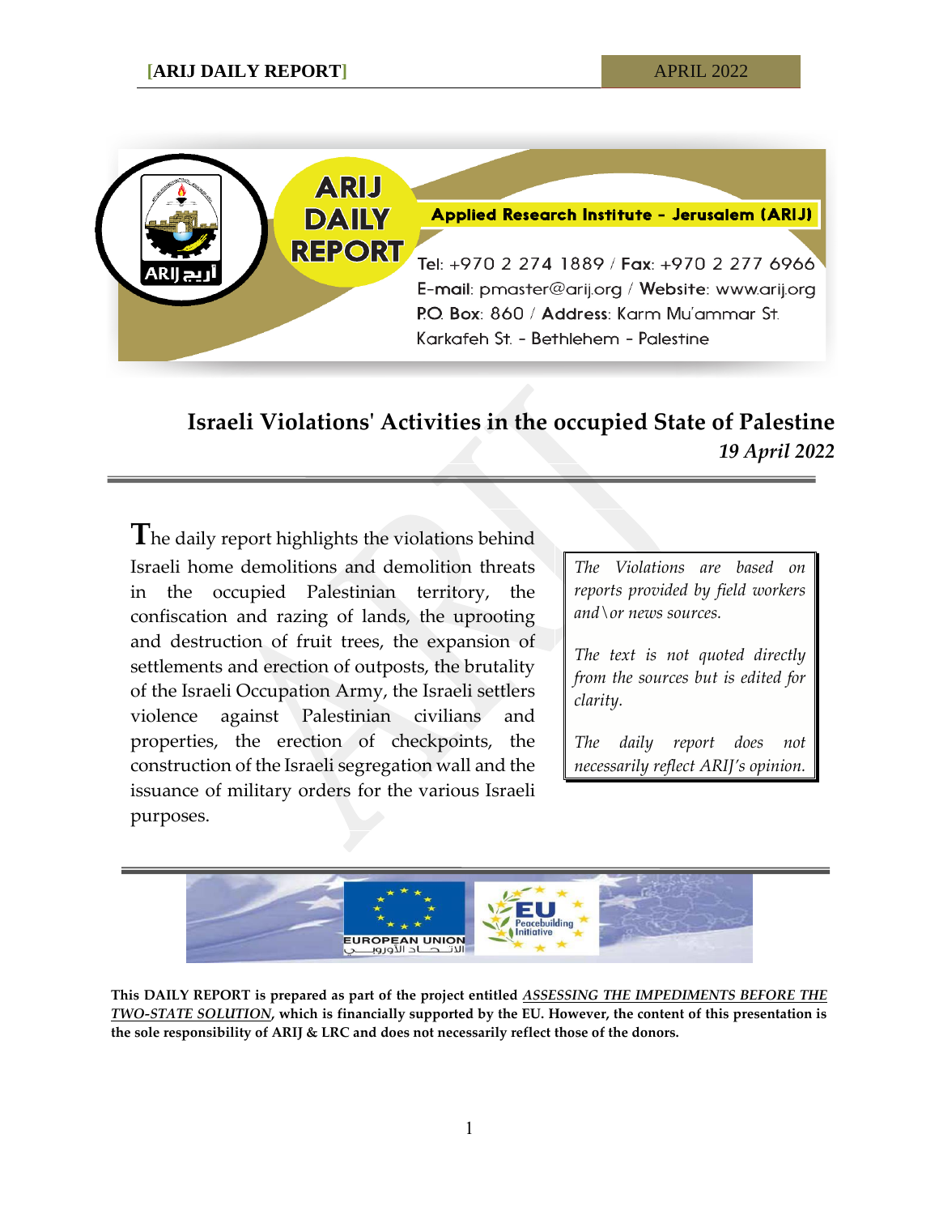ARIJ DAILY REPORT

Applied Research Institute – Jerusalem (ARIJ)

Tel: +970 2 274 1889 / Fax: +970 2 277 6966
E-mail: pmaster@arij.org / Website: www.arij.org
P.O. Box: 860 / Address: Karm Mu'ammar St. Karkafeh St. – Bethlehem – Palestine

# Israeli Violations' Activities in the occupied State of Palestine

*19 April 2022*

The daily report highlights the violations behind Israeli home demolitions and demolition threats in the occupied Palestinian territory, the confiscation and razing of lands, the uprooting and destruction of fruit trees, the expansion of settlements and erection of outposts, the brutality of the Israeli Occupation Army, the Israeli settlers violence against Palestinian civilians and properties, the erection of checkpoints, the construction of the Israeli segregation wall and the issuance of military orders for the various Israeli purposes.

> *The Violations are based on reports provided by field workers and\or news sources.*
>
> *The text is not quoted directly from the sources but is edited for clarity.*
>
> *The daily report does not necessarily reflect ARIJ's opinion.*

EUROPEAN UNION الاتحاد الأوروبي

EU Peacebuilding Initiative

**This DAILY REPORT is prepared as part of the project entitled *ASSESSING THE IMPEDIMENTS BEFORE THE TWO-STATE SOLUTION*, which is financially supported by the EU. However, the content of this presentation is the sole responsibility of ARIJ & LRC and does not necessarily reflect those of the donors.**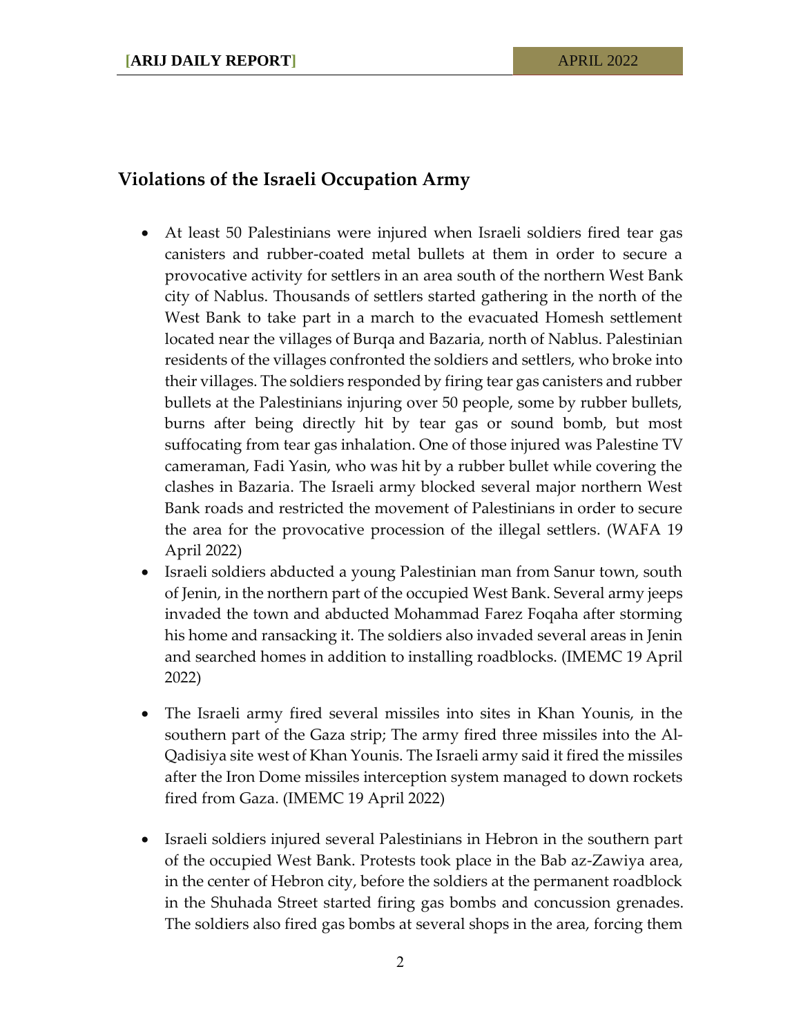## Violations of the Israeli Occupation Army

- At least 50 Palestinians were injured when Israeli soldiers fired tear gas canisters and rubber-coated metal bullets at them in order to secure a provocative activity for settlers in an area south of the northern West Bank city of Nablus. Thousands of settlers started gathering in the north of the West Bank to take part in a march to the evacuated Homesh settlement located near the villages of Burqa and Bazaria, north of Nablus. Palestinian residents of the villages confronted the soldiers and settlers, who broke into their villages. The soldiers responded by firing tear gas canisters and rubber bullets at the Palestinians injuring over 50 people, some by rubber bullets, burns after being directly hit by tear gas or sound bomb, but most suffocating from tear gas inhalation. One of those injured was Palestine TV cameraman, Fadi Yasin, who was hit by a rubber bullet while covering the clashes in Bazaria. The Israeli army blocked several major northern West Bank roads and restricted the movement of Palestinians in order to secure the area for the provocative procession of the illegal settlers. (WAFA 19 April 2022)
- Israeli soldiers abducted a young Palestinian man from Sanur town, south of Jenin, in the northern part of the occupied West Bank. Several army jeeps invaded the town and abducted Mohammad Farez Foqaha after storming his home and ransacking it. The soldiers also invaded several areas in Jenin and searched homes in addition to installing roadblocks. (IMEMC 19 April 2022)
- The Israeli army fired several missiles into sites in Khan Younis, in the southern part of the Gaza strip; The army fired three missiles into the Al-Qadisiya site west of Khan Younis. The Israeli army said it fired the missiles after the Iron Dome missiles interception system managed to down rockets fired from Gaza. (IMEMC 19 April 2022)
- Israeli soldiers injured several Palestinians in Hebron in the southern part of the occupied West Bank. Protests took place in the Bab az-Zawiya area, in the center of Hebron city, before the soldiers at the permanent roadblock in the Shuhada Street started firing gas bombs and concussion grenades. The soldiers also fired gas bombs at several shops in the area, forcing them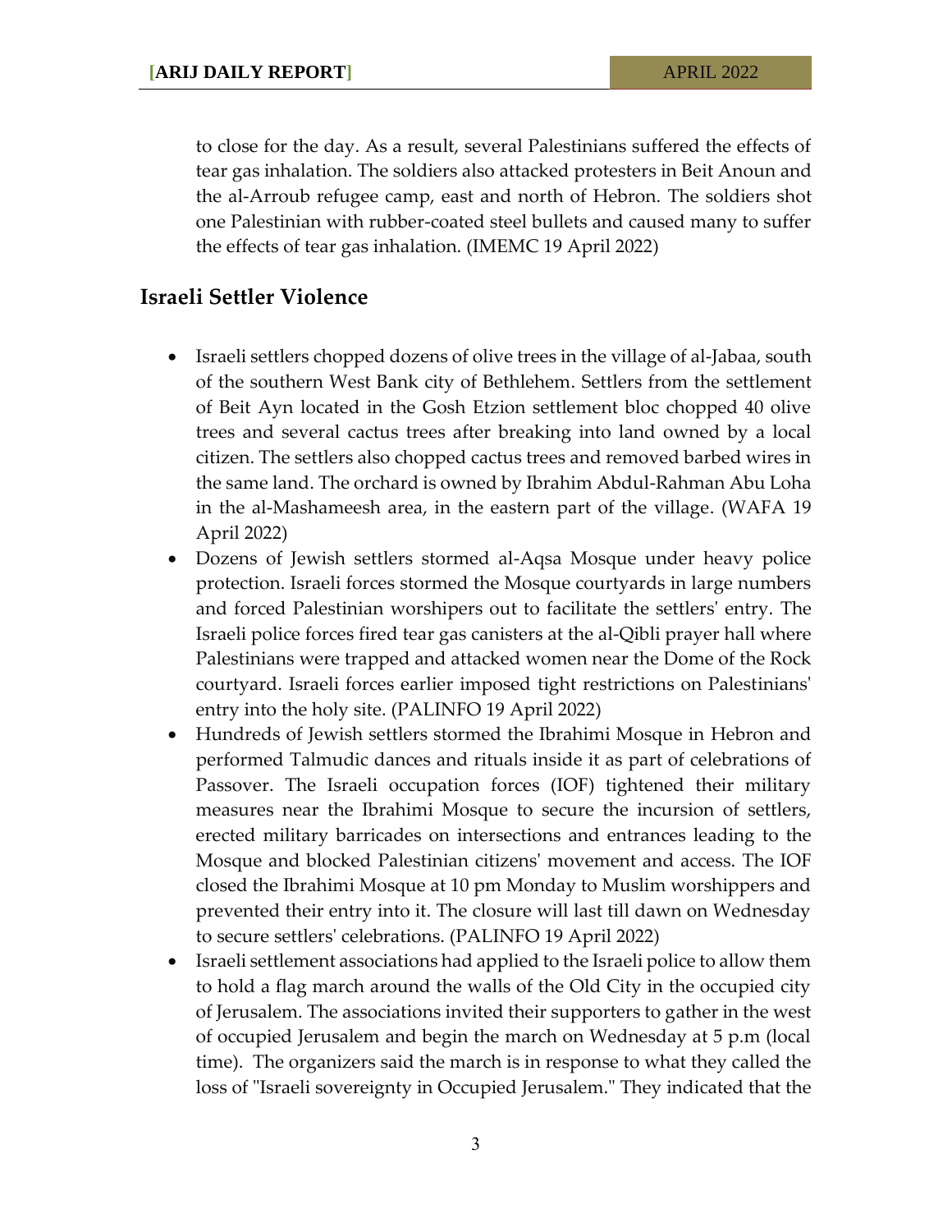to close for the day. As a result, several Palestinians suffered the effects of tear gas inhalation. The soldiers also attacked protesters in Beit Anoun and the al-Arroub refugee camp, east and north of Hebron. The soldiers shot one Palestinian with rubber-coated steel bullets and caused many to suffer the effects of tear gas inhalation. (IMEMC 19 April 2022)

## Israeli Settler Violence

- Israeli settlers chopped dozens of olive trees in the village of al-Jabaa, south of the southern West Bank city of Bethlehem. Settlers from the settlement of Beit Ayn located in the Gosh Etzion settlement bloc chopped 40 olive trees and several cactus trees after breaking into land owned by a local citizen. The settlers also chopped cactus trees and removed barbed wires in the same land. The orchard is owned by Ibrahim Abdul-Rahman Abu Loha in the al-Mashameesh area, in the eastern part of the village. (WAFA 19 April 2022)
- Dozens of Jewish settlers stormed al-Aqsa Mosque under heavy police protection. Israeli forces stormed the Mosque courtyards in large numbers and forced Palestinian worshipers out to facilitate the settlers' entry. The Israeli police forces fired tear gas canisters at the al-Qibli prayer hall where Palestinians were trapped and attacked women near the Dome of the Rock courtyard. Israeli forces earlier imposed tight restrictions on Palestinians' entry into the holy site. (PALINFO 19 April 2022)
- Hundreds of Jewish settlers stormed the Ibrahimi Mosque in Hebron and performed Talmudic dances and rituals inside it as part of celebrations of Passover. The Israeli occupation forces (IOF) tightened their military measures near the Ibrahimi Mosque to secure the incursion of settlers, erected military barricades on intersections and entrances leading to the Mosque and blocked Palestinian citizens' movement and access. The IOF closed the Ibrahimi Mosque at 10 pm Monday to Muslim worshippers and prevented their entry into it. The closure will last till dawn on Wednesday to secure settlers' celebrations. (PALINFO 19 April 2022)
- Israeli settlement associations had applied to the Israeli police to allow them to hold a flag march around the walls of the Old City in the occupied city of Jerusalem. The associations invited their supporters to gather in the west of occupied Jerusalem and begin the march on Wednesday at 5 p.m (local time). The organizers said the march is in response to what they called the loss of "Israeli sovereignty in Occupied Jerusalem." They indicated that the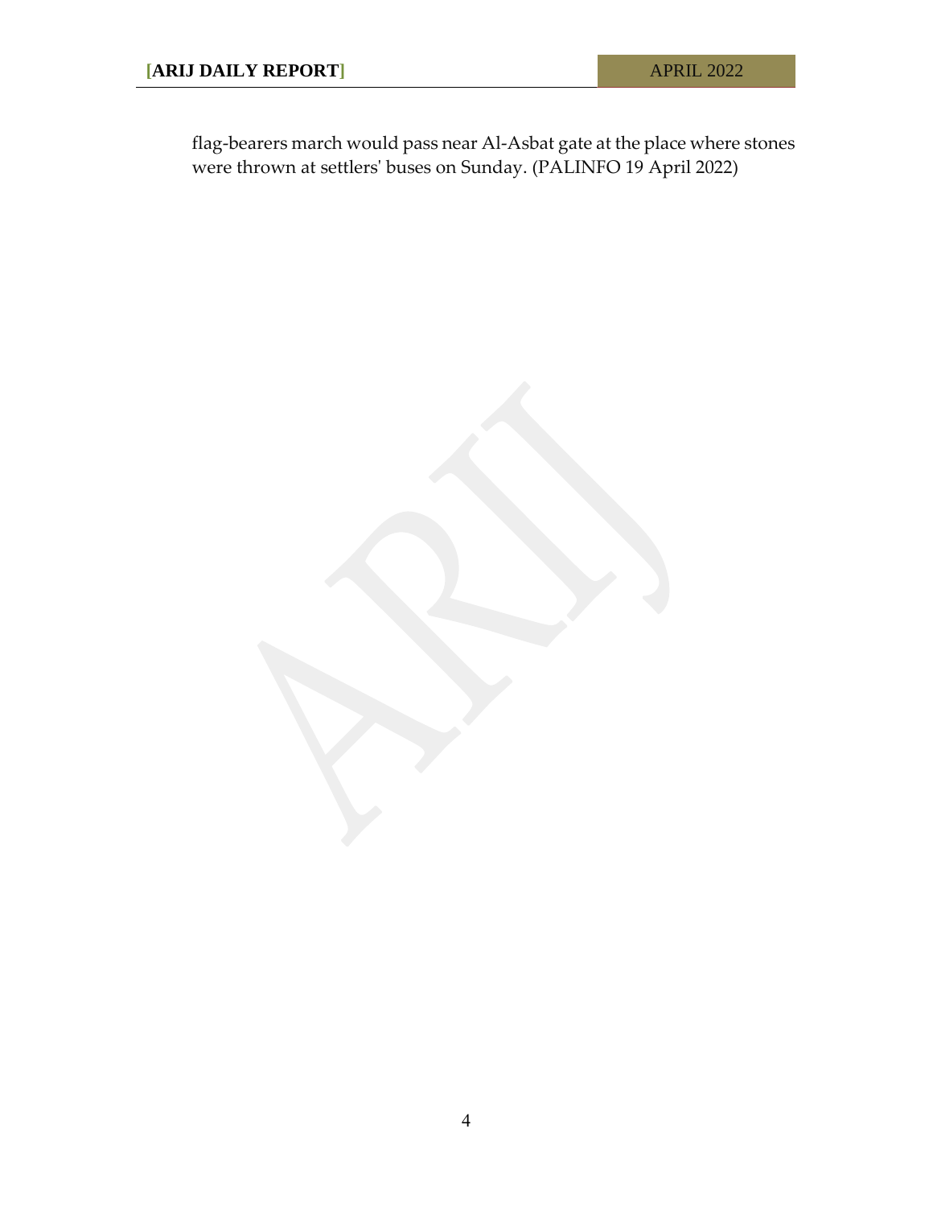flag-bearers march would pass near Al-Asbat gate at the place where stones were thrown at settlers' buses on Sunday. (PALINFO 19 April 2022)